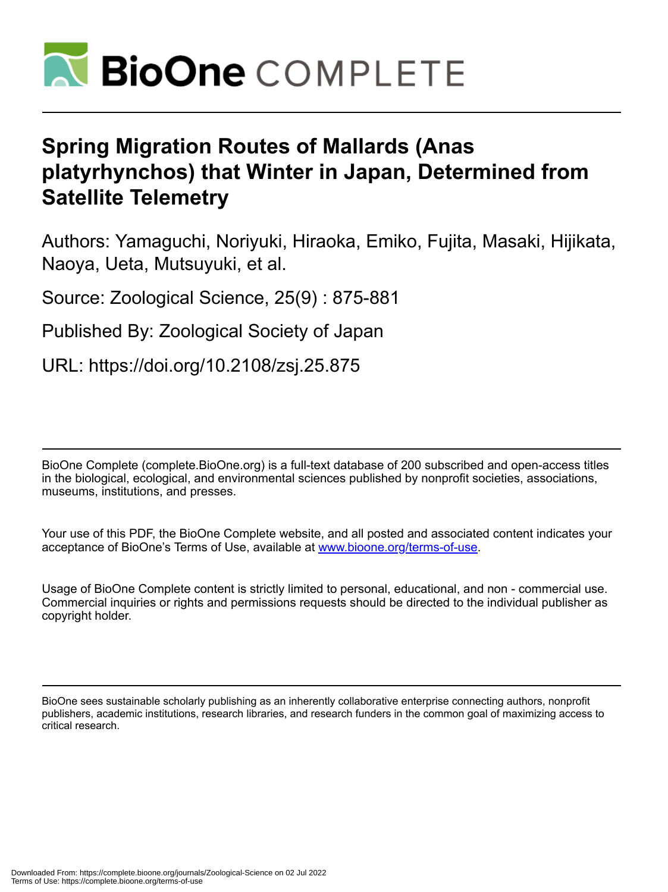# BioOne COMPLETE

# Spring Migration Routes of Mallards (Anas platyrhynchos) that Winter in Japan, Determined from Satellite Telemetry

Authors: Yamaguchi, Noriyuki, Hiraoka, Emiko, Fujita, Masaki, Hijikata, Naoya, Ueta, Mutsuyuki, et al.

Source: Zoological Science, 25(9) : 875-881

Published By: Zoological Society of Japan

URL: https://doi.org/10.2108/zsj.25.875

BioOne Complete (complete.BioOne.org) is a full-text database of 200 subscribed and open-access titles in the biological, ecological, and environmental sciences published by nonprofit societies, associations, museums, institutions, and presses.

Your use of this PDF, the BioOne Complete website, and all posted and associated content indicates your acceptance of BioOne's Terms of Use, available at www.bioone.org/terms-of-use.

Usage of BioOne Complete content is strictly limited to personal, educational, and non - commercial use. Commercial inquiries or rights and permissions requests should be directed to the individual publisher as copyright holder.

BioOne sees sustainable scholarly publishing as an inherently collaborative enterprise connecting authors, nonprofit publishers, academic institutions, research libraries, and research funders in the common goal of maximizing access to critical research.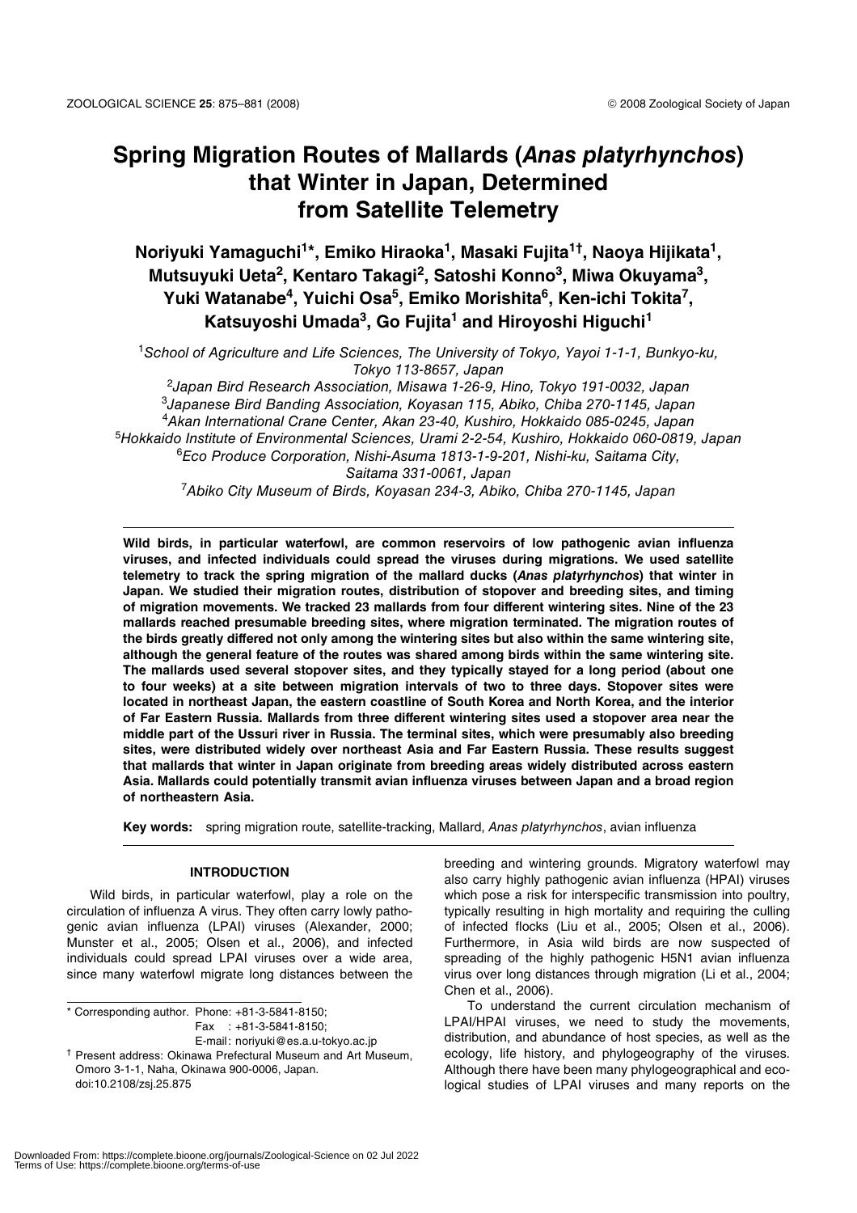# Spring Migration Routes of Mallards (*Anas platyrhynchos*) that Winter in Japan, Determined from Satellite Telemetry

**Noriyuki Yamaguchi[1]\*, Emiko Hiraoka[1], Masaki Fujita[1†], Naoya Hijikata[1], Mutsuyuki Ueta[2], Kentaro Takagi[2], Satoshi Konno[3], Miwa Okuyama[3], Yuki Watanabe[4], Yuichi Osa[5], Emiko Morishita[6], Ken-ichi Tokita[7], Katsuyoshi Umada[3], Go Fujita[1] and Hiroyoshi Higuchi[1]**

[1]*School of Agriculture and Life Sciences, The University of Tokyo, Yayoi 1-1-1, Bunkyo-ku, Tokyo 113-8657, Japan*
[2]*Japan Bird Research Association, Misawa 1-26-9, Hino, Tokyo 191-0032, Japan*
[3]*Japanese Bird Banding Association, Koyasan 115, Abiko, Chiba 270-1145, Japan*
[4]*Akan International Crane Center, Akan 23-40, Kushiro, Hokkaido 085-0245, Japan*
[5]*Hokkaido Institute of Environmental Sciences, Urami 2-2-54, Kushiro, Hokkaido 060-0819, Japan*
[6]*Eco Produce Corporation, Nishi-Asuma 1813-1-9-201, Nishi-ku, Saitama City, Saitama 331-0061, Japan*
[7]*Abiko City Museum of Birds, Koyasan 234-3, Abiko, Chiba 270-1145, Japan*

**Wild birds, in particular waterfowl, are common reservoirs of low pathogenic avian influenza viruses, and infected individuals could spread the viruses during migrations. We used satellite telemetry to track the spring migration of the mallard ducks (*Anas platyrhynchos*) that winter in Japan. We studied their migration routes, distribution of stopover and breeding sites, and timing of migration movements. We tracked 23 mallards from four different wintering sites. Nine of the 23 mallards reached presumable breeding sites, where migration terminated. The migration routes of the birds greatly differed not only among the wintering sites but also within the same wintering site, although the general feature of the routes was shared among birds within the same wintering site. The mallards used several stopover sites, and they typically stayed for a long period (about one to four weeks) at a site between migration intervals of two to three days. Stopover sites were located in northeast Japan, the eastern coastline of South Korea and North Korea, and the interior of Far Eastern Russia. Mallards from three different wintering sites used a stopover area near the middle part of the Ussuri river in Russia. The terminal sites, which were presumably also breeding sites, were distributed widely over northeast Asia and Far Eastern Russia. These results suggest that mallards that winter in Japan originate from breeding areas widely distributed across eastern Asia. Mallards could potentially transmit avian influenza viruses between Japan and a broad region of northeastern Asia.**

**Key words:** spring migration route, satellite-tracking, Mallard, *Anas platyrhynchos*, avian influenza

## INTRODUCTION

Wild birds, in particular waterfowl, play a role on the circulation of influenza A virus. They often carry lowly pathogenic avian influenza (LPAI) viruses (Alexander, 2000; Munster et al., 2005; Olsen et al., 2006), and infected individuals could spread LPAI viruses over a wide area, since many waterfowl migrate long distances between the breeding and wintering grounds. Migratory waterfowl may also carry highly pathogenic avian influenza (HPAI) viruses which pose a risk for interspecific transmission into poultry, typically resulting in high mortality and requiring the culling of infected flocks (Liu et al., 2005; Olsen et al., 2006). Furthermore, in Asia wild birds are now suspected of spreading of the highly pathogenic H5N1 avian influenza virus over long distances through migration (Li et al., 2004; Chen et al., 2006).

To understand the current circulation mechanism of LPAI/HPAI viruses, we need to study the movements, distribution, and abundance of host species, as well as the ecology, life history, and phylogeography of the viruses. Although there have been many phylogeographical and ecological studies of LPAI viruses and many reports on the

\* Corresponding author. Phone: +81-3-5841-8150;
Fax : +81-3-5841-8150;
E-mail: noriyuki@es.a.u-tokyo.ac.jp

† Present address: Okinawa Prefectural Museum and Art Museum, Omoro 3-1-1, Naha, Okinawa 900-0006, Japan.

doi:10.2108/zsj.25.875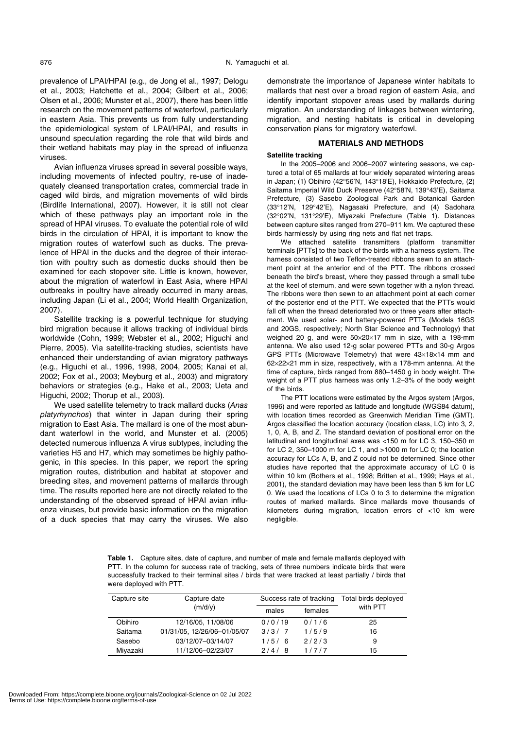prevalence of LPAI/HPAI (e.g., de Jong et al., 1997; Delogu et al., 2003; Hatchette et al., 2004; Gilbert et al., 2006; Olsen et al., 2006; Munster et al., 2007), there has been little research on the movement patterns of waterfowl, particularly in eastern Asia. This prevents us from fully understanding the epidemiological system of LPAI/HPAI, and results in unsound speculation regarding the role that wild birds and their wetland habitats may play in the spread of influenza viruses.

Avian influenza viruses spread in several possible ways, including movements of infected poultry, re-use of inadequately cleansed transportation crates, commercial trade in caged wild birds, and migration movements of wild birds (Birdlife International, 2007). However, it is still not clear which of these pathways play an important role in the spread of HPAI viruses. To evaluate the potential role of wild birds in the circulation of HPAI, it is important to know the migration routes of waterfowl such as ducks. The prevalence of HPAI in the ducks and the degree of their interaction with poultry such as domestic ducks should then be examined for each stopover site. Little is known, however, about the migration of waterfowl in East Asia, where HPAI outbreaks in poultry have already occurred in many areas, including Japan (Li et al., 2004; World Health Organization, 2007).

Satellite tracking is a powerful technique for studying bird migration because it allows tracking of individual birds worldwide (Cohn, 1999; Webster et al., 2002; Higuchi and Pierre, 2005). Via satellite-tracking studies, scientists have enhanced their understanding of avian migratory pathways (e.g., Higuchi et al., 1996, 1998, 2004, 2005; Kanai et al, 2002; Fox et al., 2003; Meyburg et al., 2003) and migratory behaviors or strategies (e.g., Hake et al., 2003; Ueta and Higuchi, 2002; Thorup et al., 2003).

We used satellite telemetry to track mallard ducks (*Anas platyrhynchos*) that winter in Japan during their spring migration to East Asia. The mallard is one of the most abundant waterfowl in the world, and Munster et al. (2005) detected numerous influenza A virus subtypes, including the varieties H5 and H7, which may sometimes be highly pathogenic, in this species. In this paper, we report the spring migration routes, distribution and habitat at stopover and breeding sites, and movement patterns of mallards through time. The results reported here are not directly related to the understanding of the observed spread of HPAI avian influenza viruses, but provide basic information on the migration of a duck species that may carry the viruses. We also demonstrate the importance of Japanese winter habitats to mallards that nest over a broad region of eastern Asia, and identify important stopover areas used by mallards during migration. An understanding of linkages between wintering, migration, and nesting habitats is critical in developing conservation plans for migratory waterfowl.

## MATERIALS AND METHODS

### Satellite tracking

In the 2005–2006 and 2006–2007 wintering seasons, we captured a total of 65 mallards at four widely separated wintering areas in Japan; (1) Obihiro (42°56'N, 143°18'E), Hokkaido Prefecture, (2) Saitama Imperial Wild Duck Preserve (42°58'N, 139°43'E), Saitama Prefecture, (3) Sasebo Zoological Park and Botanical Garden (33°12'N, 129°42'E), Nagasaki Prefecture, and (4) Sadohara (32°02'N, 131°29'E), Miyazaki Prefecture (Table 1). Distances between capture sites ranged from 270–911 km. We captured these birds harmlessly by using ring nets and flat net traps.

We attached satellite transmitters (platform transmitter terminals [PTTs] to the back of the birds with a harness system. The harness consisted of two Teflon-treated ribbons sewn to an attachment point at the anterior end of the PTT. The ribbons crossed beneath the bird's breast, where they passed through a small tube at the keel of sternum, and were sewn together with a nylon thread. The ribbons were then sewn to an attachment point at each corner of the posterior end of the PTT. We expected that the PTTs would fall off when the thread deteriorated two or three years after attachment. We used solar- and battery-powered PTTs (Models 16GS and 20GS, respectively; North Star Science and Technology) that weighed 20 g, and were 50×20×17 mm in size, with a 198-mm antenna. We also used 12-g solar powered PTTs and 30-g Argos GPS PTTs (Microwave Telemetry) that were 43×18×14 mm and 62×22×21 mm in size, respectively, with a 178-mm antenna. At the time of capture, birds ranged from 880–1450 g in body weight. The weight of a PTT plus harness was only 1.2–3% of the body weight of the birds.

The PTT locations were estimated by the Argos system (Argos, 1996) and were reported as latitude and longitude (WGS84 datum), with location times recorded as Greenwich Meridian Time (GMT). Argos classified the location accuracy (location class, LC) into 3, 2, 1, 0, A, B, and Z. The standard deviation of positional error on the latitudinal and longitudinal axes was <150 m for LC 3, 150–350 m for LC 2, 350–1000 m for LC 1, and >1000 m for LC 0; the location accuracy for LCs A, B, and Z could not be determined. Since other studies have reported that the approximate accuracy of LC 0 is within 10 km (Bothers et al., 1998; Britten et al., 1999; Hays et al., 2001), the standard deviation may have been less than 5 km for LC 0. We used the locations of LCs 0 to 3 to determine the migration routes of marked mallards. Since mallards move thousands of kilometers during migration, location errors of <10 km were negligible.

**Table 1.** Capture sites, date of capture, and number of male and female mallards deployed with PTT. In the column for success rate of tracking, sets of three numbers indicate birds that were successfully tracked to their terminal sites / birds that were tracked at least partially / birds that were deployed with PTT.

| Capture site | Capture date (m/d/y) | Success rate of tracking | | Total birds deployed with PTT |
|---|---|---|---|---|
| | | males | females | |
| Obihiro | 12/16/05, 11/08/06 | 0 / 0 / 19 | 0 / 1 / 6 | 25 |
| Saitama | 01/31/05, 12/26/06–01/05/07 | 3 / 3 / 7 | 1 / 5 / 9 | 16 |
| Sasebo | 03/12/07–03/14/07 | 1 / 5 / 6 | 2 / 2 / 3 | 9 |
| Miyazaki | 11/12/06–02/23/07 | 2 / 4 / 8 | 1 / 7 / 7 | 15 |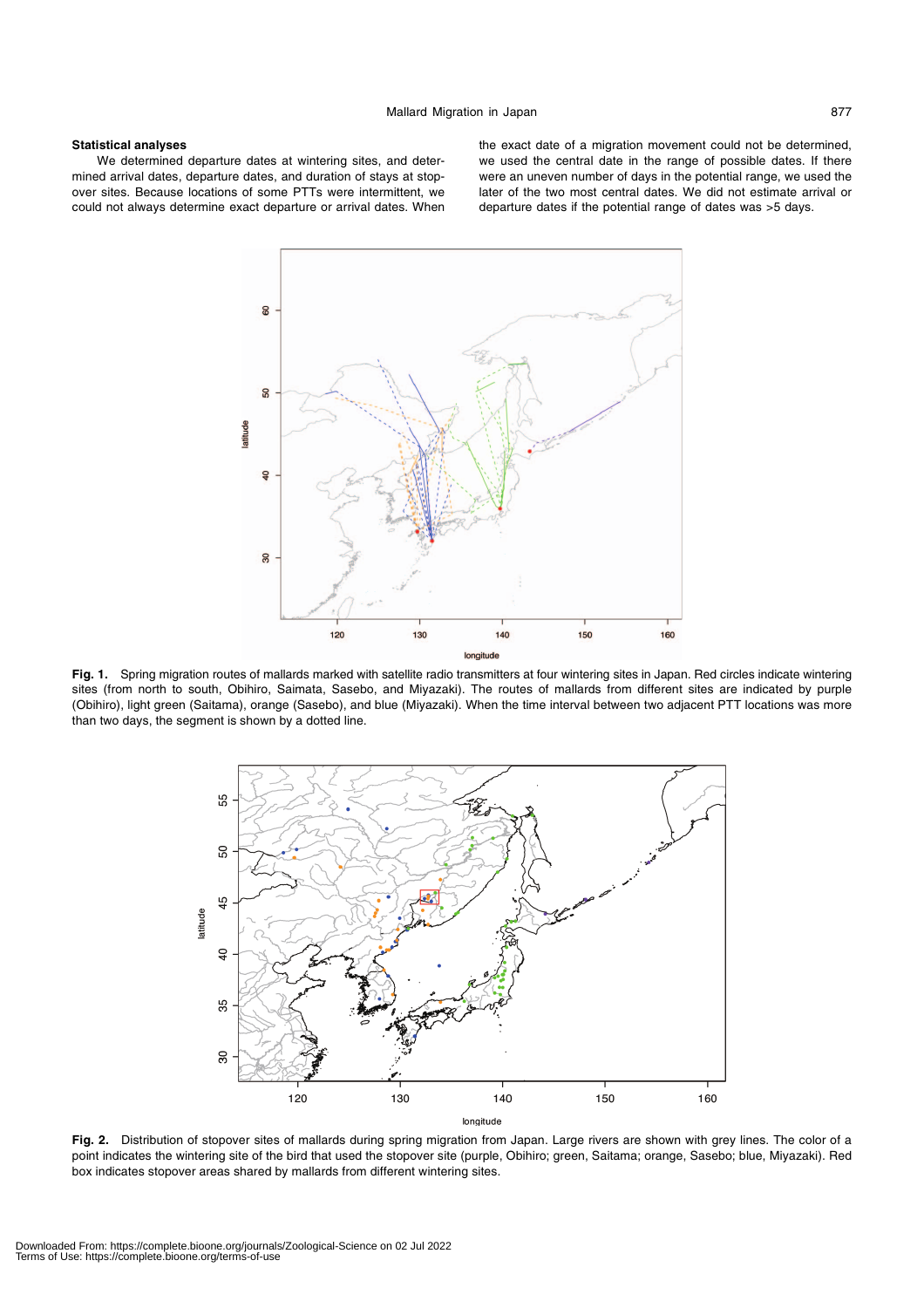### Statistical analyses

We determined departure dates at wintering sites, and determined arrival dates, departure dates, and duration of stays at stopover sites. Because locations of some PTTs were intermittent, we could not always determine exact departure or arrival dates. When the exact date of a migration movement could not be determined, we used the central date in the range of possible dates. If there were an uneven number of days in the potential range, we used the later of the two most central dates. We did not estimate arrival or departure dates if the potential range of dates was >5 days.

**Fig. 1.** Spring migration routes of mallards marked with satellite radio transmitters at four wintering sites in Japan. Red circles indicate wintering sites (from north to south, Obihiro, Saimata, Sasebo, and Miyazaki). The routes of mallards from different sites are indicated by purple (Obihiro), light green (Saitama), orange (Sasebo), and blue (Miyazaki). When the time interval between two adjacent PTT locations was more than two days, the segment is shown by a dotted line.

**Fig. 2.** Distribution of stopover sites of mallards during spring migration from Japan. Large rivers are shown with grey lines. The color of a point indicates the wintering site of the bird that used the stopover site (purple, Obihiro; green, Saitama; orange, Sasebo; blue, Miyazaki). Red box indicates stopover areas shared by mallards from different wintering sites.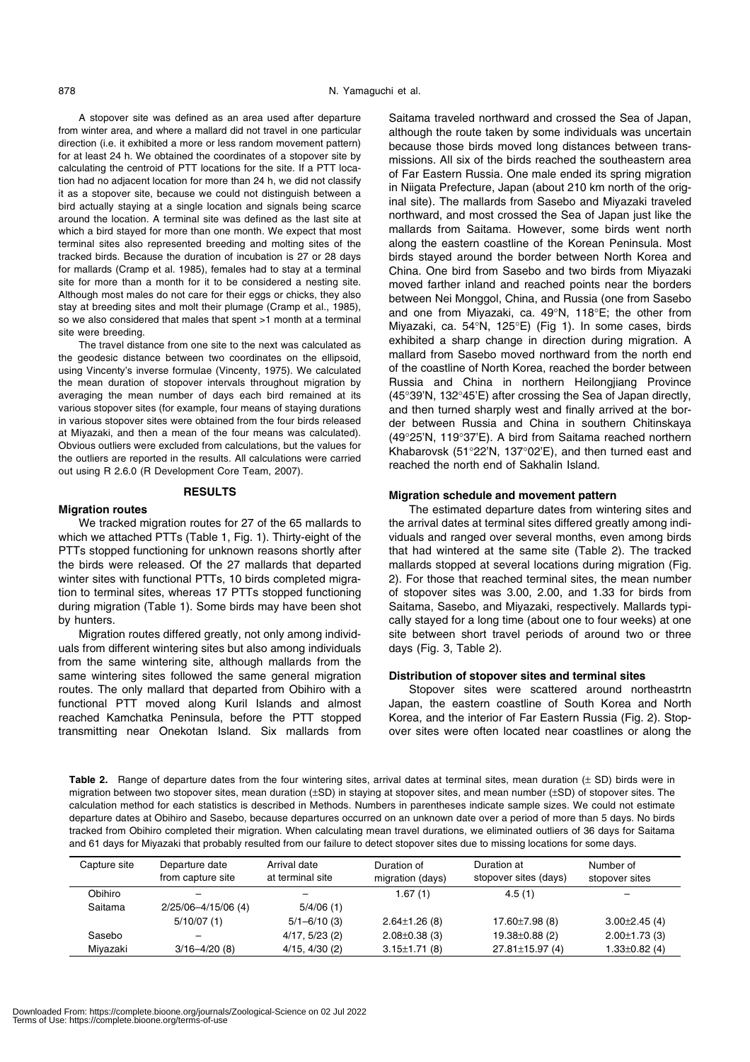A stopover site was defined as an area used after departure from winter area, and where a mallard did not travel in one particular direction (i.e. it exhibited a more or less random movement pattern) for at least 24 h. We obtained the coordinates of a stopover site by calculating the centroid of PTT locations for the site. If a PTT location had no adjacent location for more than 24 h, we did not classify it as a stopover site, because we could not distinguish between a bird actually staying at a single location and signals being scarce around the location. A terminal site was defined as the last site at which a bird stayed for more than one month. We expect that most terminal sites also represented breeding and molting sites of the tracked birds. Because the duration of incubation is 27 or 28 days for mallards (Cramp et al. 1985), females had to stay at a terminal site for more than a month for it to be considered a nesting site. Although most males do not care for their eggs or chicks, they also stay at breeding sites and molt their plumage (Cramp et al., 1985), so we also considered that males that spent >1 month at a terminal site were breeding.

The travel distance from one site to the next was calculated as the geodesic distance between two coordinates on the ellipsoid, using Vincenty's inverse formulae (Vincenty, 1975). We calculated the mean duration of stopover intervals throughout migration by averaging the mean number of days each bird remained at its various stopover sites (for example, four means of staying durations in various stopover sites were obtained from the four birds released at Miyazaki, and then a mean of the four means was calculated). Obvious outliers were excluded from calculations, but the values for the outliers are reported in the results. All calculations were carried out using R 2.6.0 (R Development Core Team, 2007).

## RESULTS

### Migration routes

We tracked migration routes for 27 of the 65 mallards to which we attached PTTs (Table 1, Fig. 1). Thirty-eight of the PTTs stopped functioning for unknown reasons shortly after the birds were released. Of the 27 mallards that departed winter sites with functional PTTs, 10 birds completed migration to terminal sites, whereas 17 PTTs stopped functioning during migration (Table 1). Some birds may have been shot by hunters.

Migration routes differed greatly, not only among individuals from different wintering sites but also among individuals from the same wintering site, although mallards from the same wintering sites followed the same general migration routes. The only mallard that departed from Obihiro with a functional PTT moved along Kuril Islands and almost reached Kamchatka Peninsula, before the PTT stopped transmitting near Onekotan Island. Six mallards from Saitama traveled northward and crossed the Sea of Japan, although the route taken by some individuals was uncertain because those birds moved long distances between transmissions. All six of the birds reached the southeastern area of Far Eastern Russia. One male ended its spring migration in Niigata Prefecture, Japan (about 210 km north of the original site). The mallards from Sasebo and Miyazaki traveled northward, and most crossed the Sea of Japan just like the mallards from Saitama. However, some birds went north along the eastern coastline of the Korean Peninsula. Most birds stayed around the border between North Korea and China. One bird from Sasebo and two birds from Miyazaki moved farther inland and reached points near the borders between Nei Monggol, China, and Russia (one from Sasebo and one from Miyazaki, ca. 49°N, 118°E; the other from Miyazaki, ca. 54°N, 125°E) (Fig 1). In some cases, birds exhibited a sharp change in direction during migration. A mallard from Sasebo moved northward from the north end of the coastline of North Korea, reached the border between Russia and China in northern Heilongjiang Province (45°39'N, 132°45'E) after crossing the Sea of Japan directly, and then turned sharply west and finally arrived at the border between Russia and China in southern Chitinskaya (49°25'N, 119°37'E). A bird from Saitama reached northern Khabarovsk (51°22'N, 137°02'E), and then turned east and reached the north end of Sakhalin Island.

### Migration schedule and movement pattern

The estimated departure dates from wintering sites and the arrival dates at terminal sites differed greatly among individuals and ranged over several months, even among birds that had wintered at the same site (Table 2). The tracked mallards stopped at several locations during migration (Fig. 2). For those that reached terminal sites, the mean number of stopover sites was 3.00, 2.00, and 1.33 for birds from Saitama, Sasebo, and Miyazaki, respectively. Mallards typically stayed for a long time (about one to four weeks) at one site between short travel periods of around two or three days (Fig. 3, Table 2).

### Distribution of stopover sites and terminal sites

Stopover sites were scattered around northeastrtn Japan, the eastern coastline of South Korea and North Korea, and the interior of Far Eastern Russia (Fig. 2). Stopover sites were often located near coastlines or along the

**Table 2.** Range of departure dates from the four wintering sites, arrival dates at terminal sites, mean duration (± SD) birds were in migration between two stopover sites, mean duration (±SD) in staying at stopover sites, and mean number (±SD) of stopover sites. The calculation method for each statistics is described in Methods. Numbers in parentheses indicate sample sizes. We could not estimate departure dates at Obihiro and Sasebo, because departures occurred on an unknown date over a period of more than 5 days. No birds tracked from Obihiro completed their migration. When calculating mean travel durations, we eliminated outliers of 36 days for Saitama and 61 days for Miyazaki that probably resulted from our failure to detect stopover sites due to missing locations for some days.

| Capture site | Departure date from capture site | Arrival date at terminal site | Duration of migration (days) | Duration at stopover sites (days) | Number of stopover sites |
|---|---|---|---|---|---|
| Obihiro | – | – | 1.67 (1) | 4.5 (1) | – |
| Saitama | 2/25/06–4/15/06 (4) | 5/4/06 (1) | | | |
| | 5/10/07 (1) | 5/1–6/10 (3) | 2.64±1.26 (8) | 17.60±7.98 (8) | 3.00±2.45 (4) |
| Sasebo | – | 4/17, 5/23 (2) | 2.08±0.38 (3) | 19.38±0.88 (2) | 2.00±1.73 (3) |
| Miyazaki | 3/16–4/20 (8) | 4/15, 4/30 (2) | 3.15±1.71 (8) | 27.81±15.97 (4) | 1.33±0.82 (4) |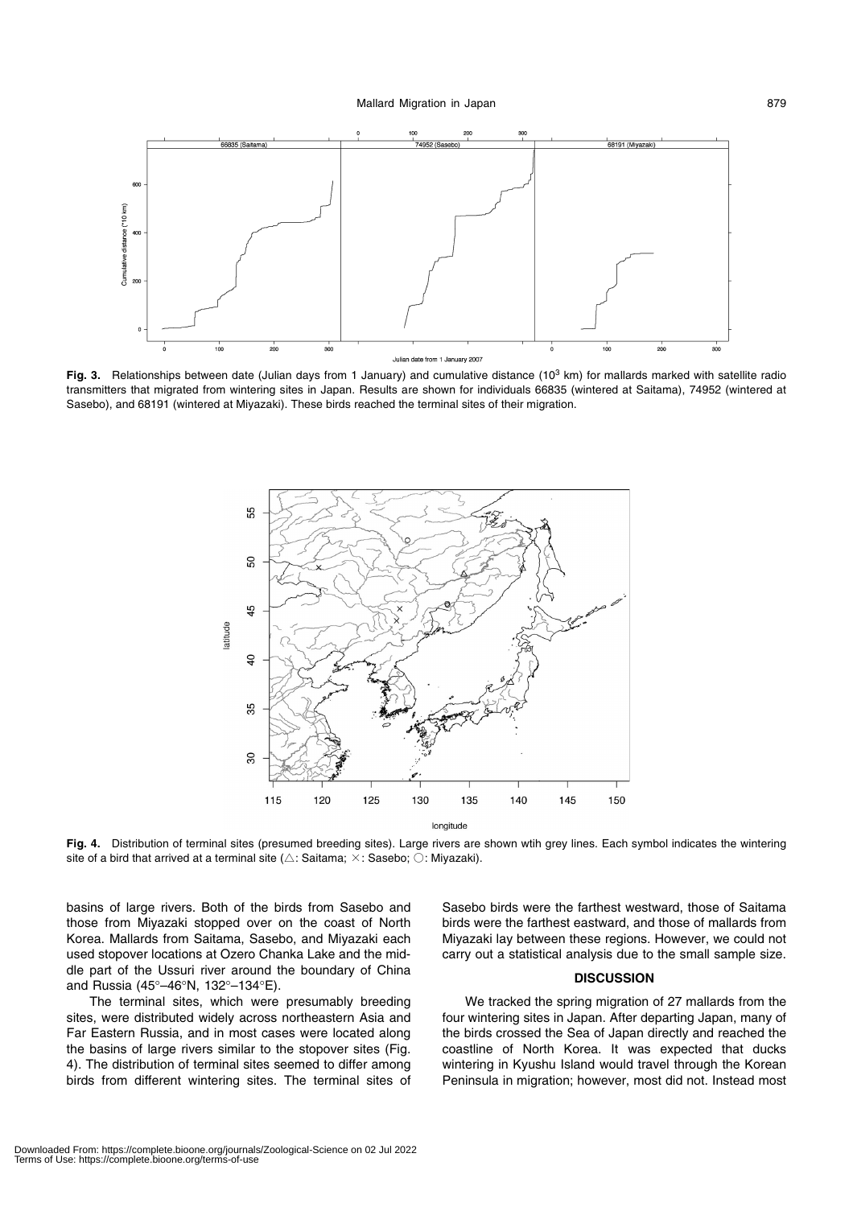**Fig. 3.** Relationships between date (Julian days from 1 January) and cumulative distance ($10^3$ km) for mallards marked with satellite radio transmitters that migrated from wintering sites in Japan. Results are shown for individuals 66835 (wintered at Saitama), 74952 (wintered at Sasebo), and 68191 (wintered at Miyazaki). These birds reached the terminal sites of their migration.

**Fig. 4.** Distribution of terminal sites (presumed breeding sites). Large rivers are shown wtih grey lines. Each symbol indicates the wintering site of a bird that arrived at a terminal site (△: Saitama; ×: Sasebo; ○: Miyazaki).

basins of large rivers. Both of the birds from Sasebo and those from Miyazaki stopped over on the coast of North Korea. Mallards from Saitama, Sasebo, and Miyazaki each used stopover locations at Ozero Chanka Lake and the middle part of the Ussuri river around the boundary of China and Russia (45°–46°N, 132°–134°E).

The terminal sites, which were presumably breeding sites, were distributed widely across northeastern Asia and Far Eastern Russia, and in most cases were located along the basins of large rivers similar to the stopover sites (Fig. 4). The distribution of terminal sites seemed to differ among birds from different wintering sites. The terminal sites of Sasebo birds were the farthest westward, those of Saitama birds were the farthest eastward, and those of mallards from Miyazaki lay between these regions. However, we could not carry out a statistical analysis due to the small sample size.

## DISCUSSION

We tracked the spring migration of 27 mallards from the four wintering sites in Japan. After departing Japan, many of the birds crossed the Sea of Japan directly and reached the coastline of North Korea. It was expected that ducks wintering in Kyushu Island would travel through the Korean Peninsula in migration; however, most did not. Instead most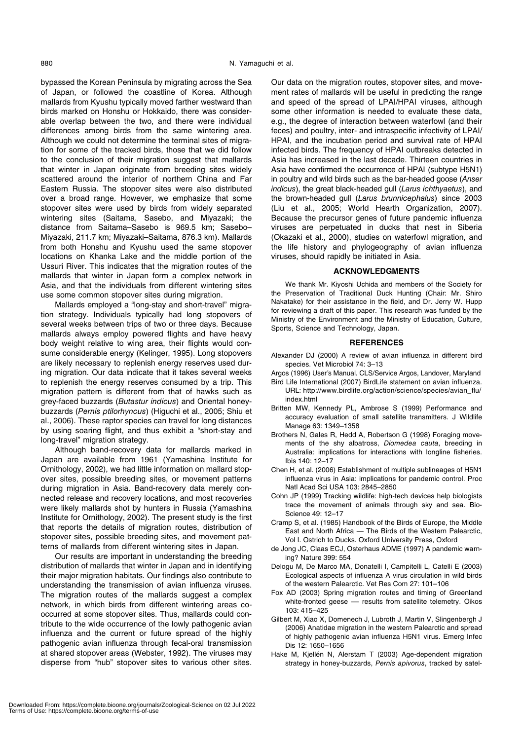bypassed the Korean Peninsula by migrating across the Sea of Japan, or followed the coastline of Korea. Although mallards from Kyushu typically moved farther westward than birds marked on Honshu or Hokkaido, there was considerable overlap between the two, and there were individual differences among birds from the same wintering area. Although we could not determine the terminal sites of migration for some of the tracked birds, those that we did follow to the conclusion of their migration suggest that mallards that winter in Japan originate from breeding sites widely scattered around the interior of northern China and Far Eastern Russia. The stopover sites were also distributed over a broad range. However, we emphasize that some stopover sites were used by birds from widely separated wintering sites (Saitama, Sasebo, and Miyazaki; the distance from Saitama–Sasebo is 969.5 km; Sasebo–Miyazaki, 211.7 km; Miyazaki–Saitama, 876.3 km). Mallards from both Honshu and Kyushu used the same stopover locations on Khanka Lake and the middle portion of the Ussuri River. This indicates that the migration routes of the mallards that winter in Japan form a complex network in Asia, and that the individuals from different wintering sites use some common stopover sites during migration.

Mallards employed a "long-stay and short-travel" migration strategy. Individuals typically had long stopovers of several weeks between trips of two or three days. Because mallards always employ powered flights and have heavy body weight relative to wing area, their flights would consume considerable energy (Kelinger, 1995). Long stopovers are likely necessary to replenish energy reserves used during migration. Our data indicate that it takes several weeks to replenish the energy reserves consumed by a trip. This migration pattern is different from that of hawks such as grey-faced buzzards (*Butastur indicus*) and Oriental honey-buzzards (*Pernis ptilorhyncus*) (Higuchi et al., 2005; Shiu et al., 2006). These raptor species can travel for long distances by using soaring flight, and thus exhibit a "short-stay and long-travel" migration strategy.

Although band-recovery data for mallards marked in Japan are available from 1961 (Yamashina Institute for Ornithology, 2002), we had little information on mallard stopover sites, possible breeding sites, or movement patterns during migration in Asia. Band-recovery data merely connected release and recovery locations, and most recoveries were likely mallards shot by hunters in Russia (Yamashina Institute for Ornithology, 2002). The present study is the first that reports the details of migration routes, distribution of stopover sites, possible breeding sites, and movement patterns of mallards from different wintering sites in Japan.

Our results are important in understanding the breeding distribution of mallards that winter in Japan and in identifying their major migration habitats. Our findings also contribute to understanding the transmission of avian influenza viruses. The migration routes of the mallards suggest a complex network, in which birds from different wintering areas co-occurred at some stopover sites. Thus, mallards could contribute to the wide occurrence of the lowly pathogenic avian influenza and the current or future spread of the highly pathogenic avian influenza through fecal-oral transmission at shared stopover areas (Webster, 1992). The viruses may disperse from "hub" stopover sites to various other sites. Our data on the migration routes, stopover sites, and movement rates of mallards will be useful in predicting the range and speed of the spread of LPAI/HPAI viruses, although some other information is needed to evaluate these data, e.g., the degree of interaction between waterfowl (and their feces) and poultry, inter- and intraspecific infectivity of LPAI/HPAI, and the incubation period and survival rate of HPAI infected birds. The frequency of HPAI outbreaks detected in Asia has increased in the last decade. Thirteen countries in Asia have confirmed the occurrence of HPAI (subtype H5N1) in poultry and wild birds such as the bar-headed goose (*Anser indicus*), the great black-headed gull (*Larus ichthyaetus*), and the brown-headed gull (*Larus brunnicephalus*) since 2003 (Liu et al., 2005; World Hearth Organization, 2007). Because the precursor genes of future pandemic influenza viruses are perpetuated in ducks that nest in Siberia (Okazaki et al., 2000), studies on waterfowl migration, and the life history and phylogeography of avian influenza viruses, should rapidly be initiated in Asia.

## ACKNOWLEDGMENTS

We thank Mr. Kiyoshi Uchida and members of the Society for the Preservation of Traditional Duck Hunting (Chair: Mr. Shiro Nakatake) for their assistance in the field, and Dr. Jerry W. Hupp for reviewing a draft of this paper. This research was funded by the Ministry of the Environment and the Ministry of Education, Culture, Sports, Science and Technology, Japan.

## REFERENCES

Alexander DJ (2000) A review of avian influenza in different bird species. Vet Microbiol 74: 3–13

Argos (1996) User's Manual. CLS/Service Argos, Landover, Maryland

Bird Life International (2007) BirdLife statement on avian influenza. URL: http://www.birdlife.org/action/science/species/avian_flu/index.html

Britten MW, Kennedy PL, Ambrose S (1999) Performance and accuracy evaluation of small satellite transmitters. J Wildlife Manage 63: 1349–1358

Brothers N, Gales R, Hedd A, Robertson G (1998) Foraging movements of the shy albatross, *Diomedea cauta*, breeding in Australia: implications for interactions with longline fisheries. Ibis 140: 12–17

Chen H, et al. (2006) Establishment of multiple sublineages of H5N1 influenza virus in Asia: implications for pandemic control. Proc Natl Acad Sci USA 103: 2845–2850

Cohn JP (1999) Tracking wildlife: high-tech devices help biologists trace the movement of animals through sky and sea. BioScience 49: 12–17

Cramp S, et al. (1985) Handbook of the Birds of Europe, the Middle East and North Africa — The Birds of the Western Palearctic, Vol I. Ostrich to Ducks. Oxford University Press, Oxford

de Jong JC, Claas ECJ, Osterhaus ADME (1997) A pandemic warning? Nature 399: 554

Delogu M, De Marco MA, Donatelli I, Campitelli L, Catelli E (2003) Ecological aspects of influenza A virus circulation in wild birds of the western Palearctic. Vet Res Com 27: 101–106

Fox AD (2003) Spring migration routes and timing of Greenland white-fronted geese — results from satellite telemetry. Oikos 103: 415–425

Gilbert M, Xiao X, Domenech J, Lubroth J, Martin V, Slingenbergh J (2006) Anatidae migration in the western Palearctic and spread of highly pathogenic avian influenza H5N1 virus. Emerg Infec Dis 12: 1650–1656

Hake M, Kjellén N, Alerstam T (2003) Age-dependent migration strategy in honey-buzzards, *Pernis apivorus*, tracked by satel-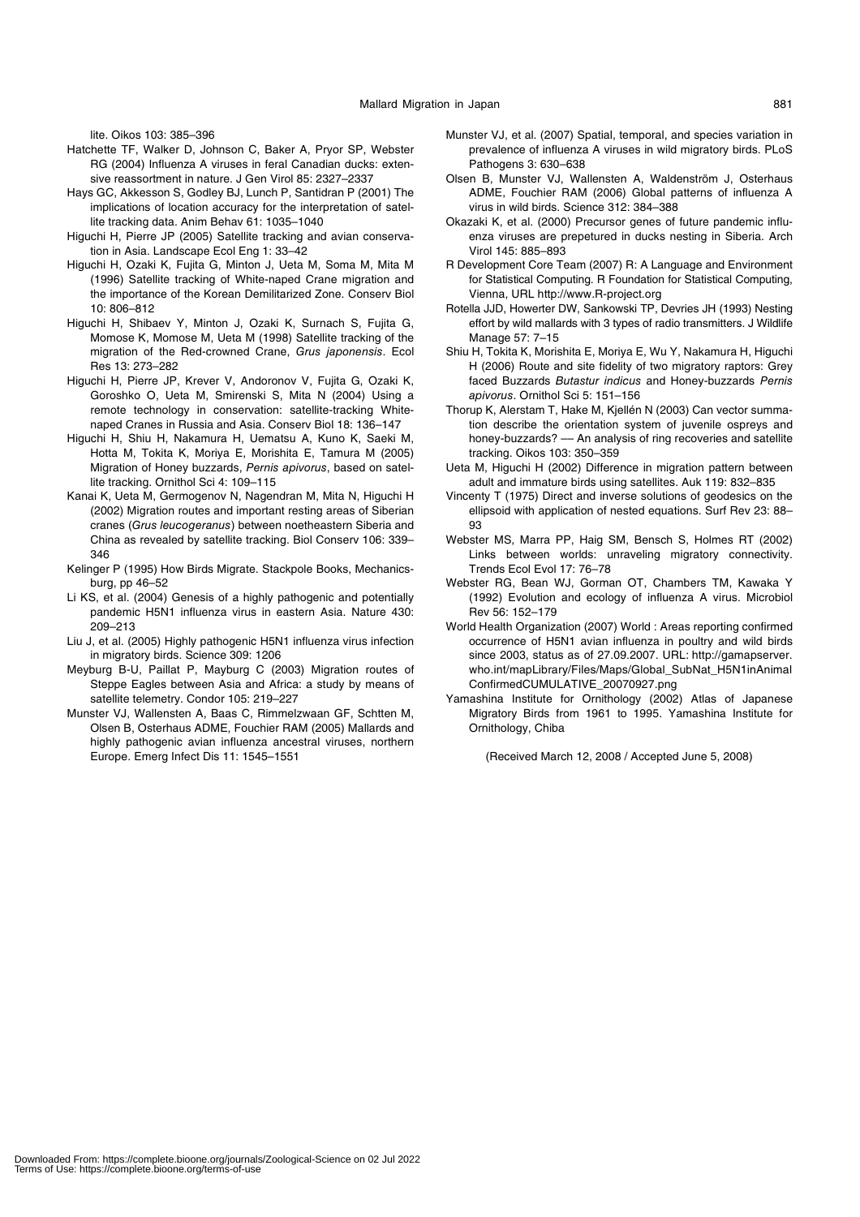lite. Oikos 103: 385–396

Hatchette TF, Walker D, Johnson C, Baker A, Pryor SP, Webster RG (2004) Influenza A viruses in feral Canadian ducks: extensive reassortment in nature. J Gen Virol 85: 2327–2337

Hays GC, Akkesson S, Godley BJ, Lunch P, Santidran P (2001) The implications of location accuracy for the interpretation of satellite tracking data. Anim Behav 61: 1035–1040

Higuchi H, Pierre JP (2005) Satellite tracking and avian conservation in Asia. Landscape Ecol Eng 1: 33–42

Higuchi H, Ozaki K, Fujita G, Minton J, Ueta M, Soma M, Mita M (1996) Satellite tracking of White-naped Crane migration and the importance of the Korean Demilitarized Zone. Conserv Biol 10: 806–812

Higuchi H, Shibaev Y, Minton J, Ozaki K, Surnach S, Fujita G, Momose K, Momose M, Ueta M (1998) Satellite tracking of the migration of the Red-crowned Crane, *Grus japonensis*. Ecol Res 13: 273–282

Higuchi H, Pierre JP, Krever V, Andoronov V, Fujita G, Ozaki K, Goroshko O, Ueta M, Smirenski S, Mita N (2004) Using a remote technology in conservation: satellite-tracking White-naped Cranes in Russia and Asia. Conserv Biol 18: 136–147

Higuchi H, Shiu H, Nakamura H, Uematsu A, Kuno K, Saeki M, Hotta M, Tokita K, Moriya E, Morishita E, Tamura M (2005) Migration of Honey buzzards, *Pernis apivorus*, based on satellite tracking. Ornithol Sci 4: 109–115

Kanai K, Ueta M, Germogenov N, Nagendran M, Mita N, Higuchi H (2002) Migration routes and important resting areas of Siberian cranes (*Grus leucogeranus*) between noetheastern Siberia and China as revealed by satellite tracking. Biol Conserv 106: 339–346

Kelinger P (1995) How Birds Migrate. Stackpole Books, Mechanicsburg, pp 46–52

Li KS, et al. (2004) Genesis of a highly pathogenic and potentially pandemic H5N1 influenza virus in eastern Asia. Nature 430: 209–213

Liu J, et al. (2005) Highly pathogenic H5N1 influenza virus infection in migratory birds. Science 309: 1206

Meyburg B-U, Paillat P, Mayburg C (2003) Migration routes of Steppe Eagles between Asia and Africa: a study by means of satellite telemetry. Condor 105: 219–227

Munster VJ, Wallensten A, Baas C, Rimmelzwaan GF, Schtten M, Olsen B, Osterhaus ADME, Fouchier RAM (2005) Mallards and highly pathogenic avian influenza ancestral viruses, northern Europe. Emerg Infect Dis 11: 1545–1551

Munster VJ, et al. (2007) Spatial, temporal, and species variation in prevalence of influenza A viruses in wild migratory birds. PLoS Pathogens 3: 630–638

Olsen B, Munster VJ, Wallensten A, Waldenström J, Osterhaus ADME, Fouchier RAM (2006) Global patterns of influenza A virus in wild birds. Science 312: 384–388

Okazaki K, et al. (2000) Precursor genes of future pandemic influenza viruses are prepetured in ducks nesting in Siberia. Arch Virol 145: 885–893

R Development Core Team (2007) R: A Language and Environment for Statistical Computing. R Foundation for Statistical Computing, Vienna, URL http://www.R-project.org

Rotella JJD, Howerter DW, Sankowski TP, Devries JH (1993) Nesting effort by wild mallards with 3 types of radio transmitters. J Wildlife Manage 57: 7–15

Shiu H, Tokita K, Morishita E, Moriya E, Wu Y, Nakamura H, Higuchi H (2006) Route and site fidelity of two migratory raptors: Grey faced Buzzards *Butastur indicus* and Honey-buzzards *Pernis apivorus*. Ornithol Sci 5: 151–156

Thorup K, Alerstam T, Hake M, Kjellén N (2003) Can vector summation describe the orientation system of juvenile ospreys and honey-buzzards? — An analysis of ring recoveries and satellite tracking. Oikos 103: 350–359

Ueta M, Higuchi H (2002) Difference in migration pattern between adult and immature birds using satellites. Auk 119: 832–835

Vincenty T (1975) Direct and inverse solutions of geodesics on the ellipsoid with application of nested equations. Surf Rev 23: 88–93

Webster MS, Marra PP, Haig SM, Bensch S, Holmes RT (2002) Links between worlds: unraveling migratory connectivity. Trends Ecol Evol 17: 76–78

Webster RG, Bean WJ, Gorman OT, Chambers TM, Kawaka Y (1992) Evolution and ecology of influenza A virus. Microbiol Rev 56: 152–179

World Health Organization (2007) World : Areas reporting confirmed occurrence of H5N1 avian influenza in poultry and wild birds since 2003, status as of 27.09.2007. URL: http://gamapserver.who.int/mapLibrary/Files/Maps/Global_SubNat_H5N1inAnimalConfirmedCUMULATIVE_20070927.png

Yamashina Institute for Ornithology (2002) Atlas of Japanese Migratory Birds from 1961 to 1995. Yamashina Institute for Ornithology, Chiba

(Received March 12, 2008 / Accepted June 5, 2008)